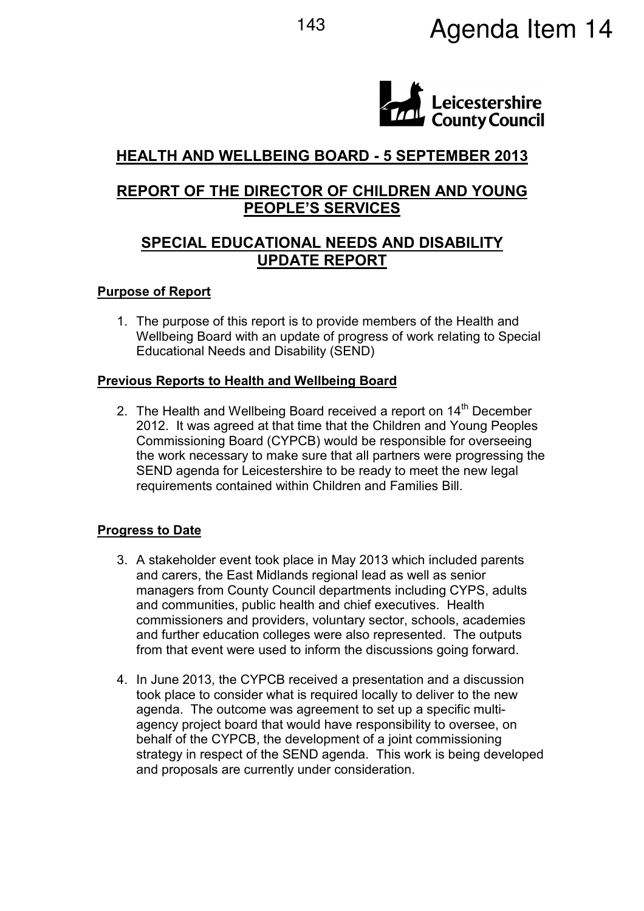Agenda Item 14

Leicestershire County Council

## HEALTH AND WELLBEING BOARD - 5 SEPTEMBER 2013

## REPORT OF THE DIRECTOR OF CHILDREN AND YOUNG PEOPLE'S SERVICES

## SPECIAL EDUCATIONAL NEEDS AND DISABILITY UPDATE REPORT

### Purpose of Report

1. The purpose of this report is to provide members of the Health and Wellbeing Board with an update of progress of work relating to Special Educational Needs and Disability (SEND)

### Previous Reports to Health and Wellbeing Board

2. The Health and Wellbeing Board received a report on 14th December 2012. It was agreed at that time that the Children and Young Peoples Commissioning Board (CYPCB) would be responsible for overseeing the work necessary to make sure that all partners were progressing the SEND agenda for Leicestershire to be ready to meet the new legal requirements contained within Children and Families Bill.

### Progress to Date

3. A stakeholder event took place in May 2013 which included parents and carers, the East Midlands regional lead as well as senior managers from County Council departments including CYPS, adults and communities, public health and chief executives. Health commissioners and providers, voluntary sector, schools, academies and further education colleges were also represented. The outputs from that event were used to inform the discussions going forward.

4. In June 2013, the CYPCB received a presentation and a discussion took place to consider what is required locally to deliver to the new agenda. The outcome was agreement to set up a specific multi-agency project board that would have responsibility to oversee, on behalf of the CYPCB, the development of a joint commissioning strategy in respect of the SEND agenda. This work is being developed and proposals are currently under consideration.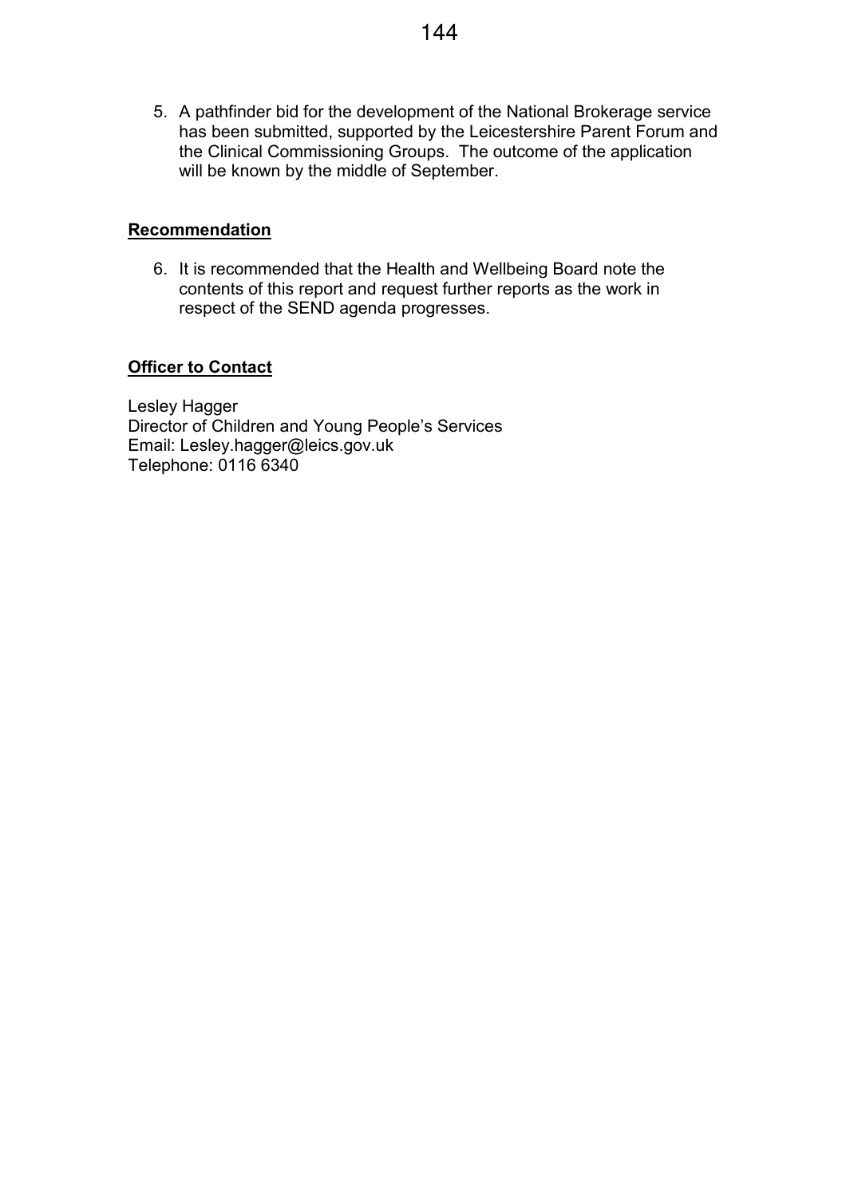5. A pathfinder bid for the development of the National Brokerage service has been submitted, supported by the Leicestershire Parent Forum and the Clinical Commissioning Groups. The outcome of the application will be known by the middle of September.

**Recommendation**

6. It is recommended that the Health and Wellbeing Board note the contents of this report and request further reports as the work in respect of the SEND agenda progresses.

**Officer to Contact**

Lesley Hagger
Director of Children and Young People's Services
Email: Lesley.hagger@leics.gov.uk
Telephone: 0116 6340